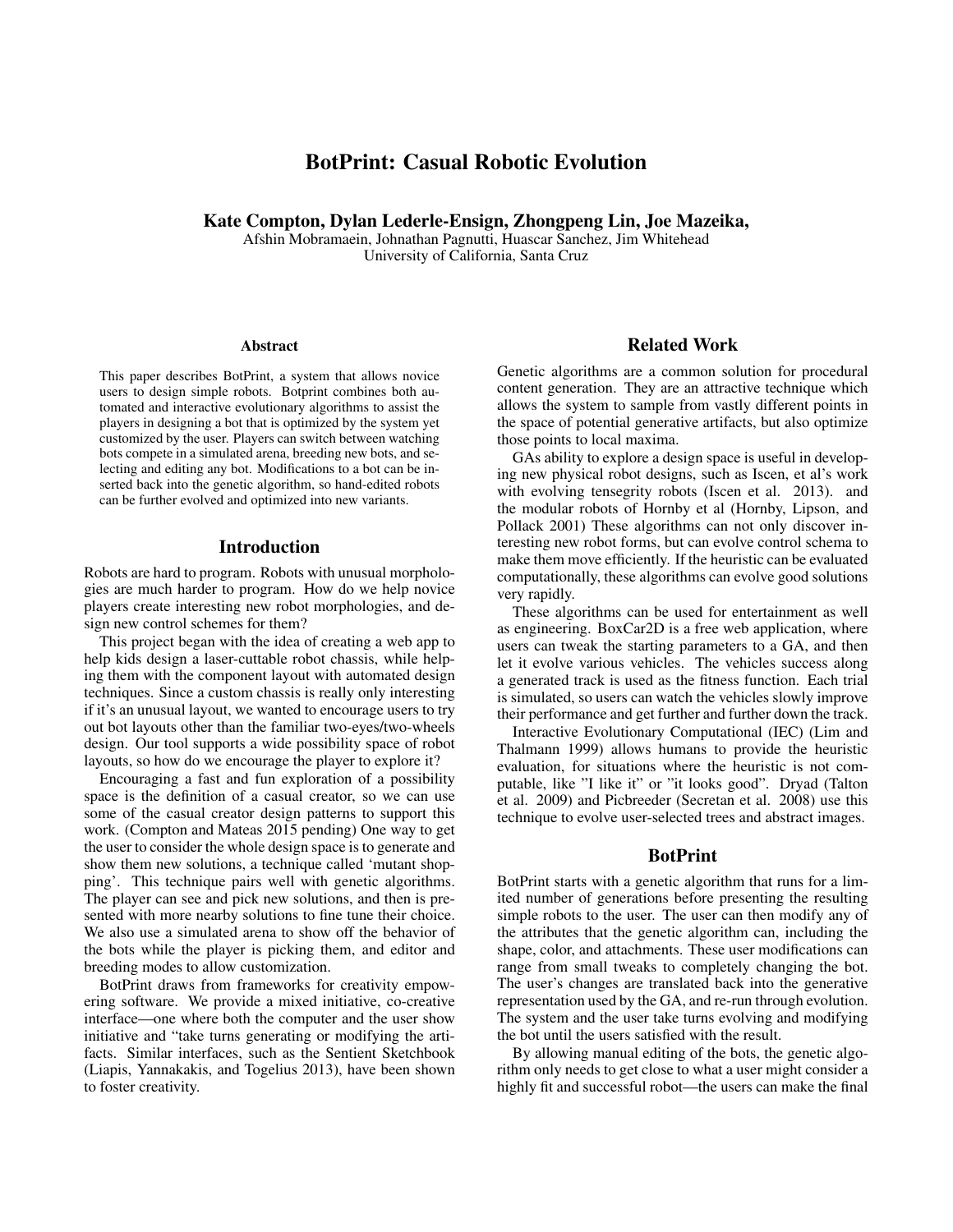# BotPrint: Casual Robotic Evolution

**Kate Compton, Dylan Lederle-Ensign, Zhongpeng Lin, Joe Mazeika,**
Afshin Mobramaein, Johnathan Pagnutti, Huascar Sanchez, Jim Whitehead
University of California, Santa Cruz

## Abstract

This paper describes BotPrint, a system that allows novice users to design simple robots. Botprint combines both automated and interactive evolutionary algorithms to assist the players in designing a bot that is optimized by the system yet customized by the user. Players can switch between watching bots compete in a simulated arena, breeding new bots, and selecting and editing any bot. Modifications to a bot can be inserted back into the genetic algorithm, so hand-edited robots can be further evolved and optimized into new variants.

## Introduction

Robots are hard to program. Robots with unusual morphologies are much harder to program. How do we help novice players create interesting new robot morphologies, and design new control schemes for them?

This project began with the idea of creating a web app to help kids design a laser-cuttable robot chassis, while helping them with the component layout with automated design techniques. Since a custom chassis is really only interesting if it's an unusual layout, we wanted to encourage users to try out bot layouts other than the familiar two-eyes/two-wheels design. Our tool supports a wide possibility space of robot layouts, so how do we encourage the player to explore it?

Encouraging a fast and fun exploration of a possibility space is the definition of a casual creator, so we can use some of the casual creator design patterns to support this work. (Compton and Mateas 2015 pending) One way to get the user to consider the whole design space is to generate and show them new solutions, a technique called 'mutant shopping'. This technique pairs well with genetic algorithms. The player can see and pick new solutions, and then is presented with more nearby solutions to fine tune their choice. We also use a simulated arena to show off the behavior of the bots while the player is picking them, and editor and breeding modes to allow customization.

BotPrint draws from frameworks for creativity empowering software. We provide a mixed initiative, co-creative interface—one where both the computer and the user show initiative and "take turns generating or modifying the artifacts. Similar interfaces, such as the Sentient Sketchbook (Liapis, Yannakakis, and Togelius 2013), have been shown to foster creativity.

## Related Work

Genetic algorithms are a common solution for procedural content generation. They are an attractive technique which allows the system to sample from vastly different points in the space of potential generative artifacts, but also optimize those points to local maxima.

GAs ability to explore a design space is useful in developing new physical robot designs, such as Iscen, et al's work with evolving tensegrity robots (Iscen et al. 2013). and the modular robots of Hornby et al (Hornby, Lipson, and Pollack 2001) These algorithms can not only discover interesting new robot forms, but can evolve control schema to make them move efficiently. If the heuristic can be evaluated computationally, these algorithms can evolve good solutions very rapidly.

These algorithms can be used for entertainment as well as engineering. BoxCar2D is a free web application, where users can tweak the starting parameters to a GA, and then let it evolve various vehicles. The vehicles success along a generated track is used as the fitness function. Each trial is simulated, so users can watch the vehicles slowly improve their performance and get further and further down the track.

Interactive Evolutionary Computational (IEC) (Lim and Thalmann 1999) allows humans to provide the heuristic evaluation, for situations where the heuristic is not computable, like "I like it" or "it looks good". Dryad (Talton et al. 2009) and Picbreeder (Secretan et al. 2008) use this technique to evolve user-selected trees and abstract images.

## BotPrint

BotPrint starts with a genetic algorithm that runs for a limited number of generations before presenting the resulting simple robots to the user. The user can then modify any of the attributes that the genetic algorithm can, including the shape, color, and attachments. These user modifications can range from small tweaks to completely changing the bot. The user's changes are translated back into the generative representation used by the GA, and re-run through evolution. The system and the user take turns evolving and modifying the bot until the users satisfied with the result.

By allowing manual editing of the bots, the genetic algorithm only needs to get close to what a user might consider a highly fit and successful robot—the users can make the final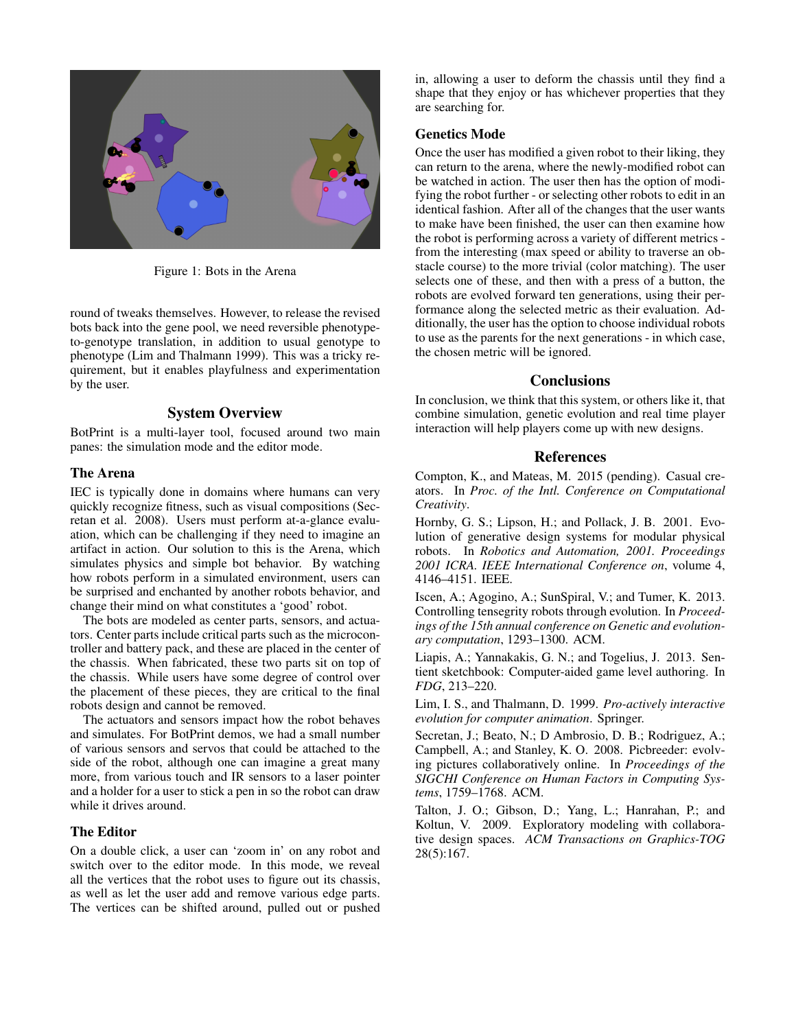Figure 1: Bots in the Arena

round of tweaks themselves. However, to release the revised bots back into the gene pool, we need reversible phenotype-to-genotype translation, in addition to usual genotype to phenotype (Lim and Thalmann 1999). This was a tricky requirement, but it enables playfulness and experimentation by the user.

## System Overview

BotPrint is a multi-layer tool, focused around two main panes: the simulation mode and the editor mode.

### The Arena

IEC is typically done in domains where humans can very quickly recognize fitness, such as visual compositions (Secretan et al. 2008). Users must perform at-a-glance evaluation, which can be challenging if they need to imagine an artifact in action. Our solution to this is the Arena, which simulates physics and simple bot behavior. By watching how robots perform in a simulated environment, users can be surprised and enchanted by another robots behavior, and change their mind on what constitutes a 'good' robot.

The bots are modeled as center parts, sensors, and actuators. Center parts include critical parts such as the microcontroller and battery pack, and these are placed in the center of the chassis. When fabricated, these two parts sit on top of the chassis. While users have some degree of control over the placement of these pieces, they are critical to the final robots design and cannot be removed.

The actuators and sensors impact how the robot behaves and simulates. For BotPrint demos, we had a small number of various sensors and servos that could be attached to the side of the robot, although one can imagine a great many more, from various touch and IR sensors to a laser pointer and a holder for a user to stick a pen in so the robot can draw while it drives around.

### The Editor

On a double click, a user can 'zoom in' on any robot and switch over to the editor mode. In this mode, we reveal all the vertices that the robot uses to figure out its chassis, as well as let the user add and remove various edge parts. The vertices can be shifted around, pulled out or pushed in, allowing a user to deform the chassis until they find a shape that they enjoy or has whichever properties that they are searching for.

### Genetics Mode

Once the user has modified a given robot to their liking, they can return to the arena, where the newly-modified robot can be watched in action. The user then has the option of modifying the robot further - or selecting other robots to edit in an identical fashion. After all of the changes that the user wants to make have been finished, the user can then examine how the robot is performing across a variety of different metrics - from the interesting (max speed or ability to traverse an obstacle course) to the more trivial (color matching). The user selects one of these, and then with a press of a button, the robots are evolved forward ten generations, using their performance along the selected metric as their evaluation. Additionally, the user has the option to choose individual robots to use as the parents for the next generations - in which case, the chosen metric will be ignored.

## Conclusions

In conclusion, we think that this system, or others like it, that combine simulation, genetic evolution and real time player interaction will help players come up with new designs.

## References

Compton, K., and Mateas, M. 2015 (pending). Casual creators. In *Proc. of the Intl. Conference on Computational Creativity*.

Hornby, G. S.; Lipson, H.; and Pollack, J. B. 2001. Evolution of generative design systems for modular physical robots. In *Robotics and Automation, 2001. Proceedings 2001 ICRA. IEEE International Conference on*, volume 4, 4146–4151. IEEE.

Iscen, A.; Agogino, A.; SunSpiral, V.; and Tumer, K. 2013. Controlling tensegrity robots through evolution. In *Proceedings of the 15th annual conference on Genetic and evolutionary computation*, 1293–1300. ACM.

Liapis, A.; Yannakakis, G. N.; and Togelius, J. 2013. Sentient sketchbook: Computer-aided game level authoring. In *FDG*, 213–220.

Lim, I. S., and Thalmann, D. 1999. *Pro-actively interactive evolution for computer animation*. Springer.

Secretan, J.; Beato, N.; D Ambrosio, D. B.; Rodriguez, A.; Campbell, A.; and Stanley, K. O. 2008. Picbreeder: evolving pictures collaboratively online. In *Proceedings of the SIGCHI Conference on Human Factors in Computing Systems*, 1759–1768. ACM.

Talton, J. O.; Gibson, D.; Yang, L.; Hanrahan, P.; and Koltun, V. 2009. Exploratory modeling with collaborative design spaces. *ACM Transactions on Graphics-TOG* 28(5):167.